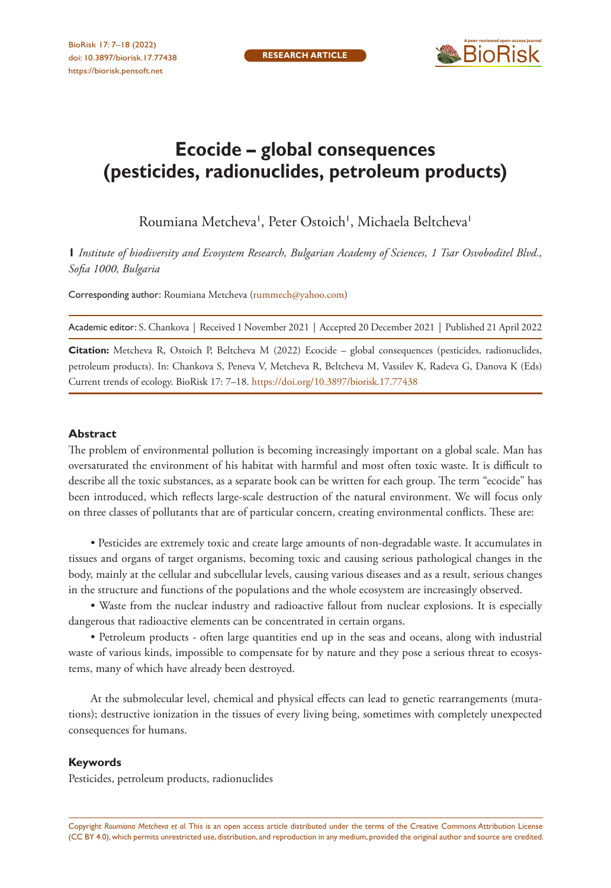RESEARCH ARTICLE

# Ecocide – global consequences (pesticides, radionuclides, petroleum products)

Roumiana Metcheva[1], Peter Ostoich[1], Michaela Beltcheva[1]

**1** *Institute of biodiversity and Ecosystem Research, Bulgarian Academy of Sciences, 1 Tsar Osvoboditel Blvd., Sofia 1000, Bulgaria*

Corresponding author: Roumiana Metcheva (rummech@yahoo.com)

Academic editor: S. Chankova | Received 1 November 2021 | Accepted 20 December 2021 | Published 21 April 2022

**Citation:** Metcheva R, Ostoich P, Beltcheva M (2022) Ecocide – global consequences (pesticides, radionuclides, petroleum products). In: Chankova S, Peneva V, Metcheva R, Beltcheva M, Vassilev K, Radeva G, Danova K (Eds) Current trends of ecology. BioRisk 17: 7–18. https://doi.org/10.3897/biorisk.17.77438

## Abstract

The problem of environmental pollution is becoming increasingly important on a global scale. Man has oversaturated the environment of his habitat with harmful and most often toxic waste. It is difficult to describe all the toxic substances, as a separate book can be written for each group. The term "ecocide" has been introduced, which reflects large-scale destruction of the natural environment. We will focus only on three classes of pollutants that are of particular concern, creating environmental conflicts. These are:

- Pesticides are extremely toxic and create large amounts of non-degradable waste. It accumulates in tissues and organs of target organisms, becoming toxic and causing serious pathological changes in the body, mainly at the cellular and subcellular levels, causing various diseases and as a result, serious changes in the structure and functions of the populations and the whole ecosystem are increasingly observed.
- Waste from the nuclear industry and radioactive fallout from nuclear explosions. It is especially dangerous that radioactive elements can be concentrated in certain organs.
- Petroleum products - often large quantities end up in the seas and oceans, along with industrial waste of various kinds, impossible to compensate for by nature and they pose a serious threat to ecosystems, many of which have already been destroyed.

At the submolecular level, chemical and physical effects can lead to genetic rearrangements (mutations); destructive ionization in the tissues of every living being, sometimes with completely unexpected consequences for humans.

## Keywords

Pesticides, petroleum products, radionuclides

Copyright *Roumiana Metcheva et al.* This is an open access article distributed under the terms of the Creative Commons Attribution License (CC BY 4.0), which permits unrestricted use, distribution, and reproduction in any medium, provided the original author and source are credited.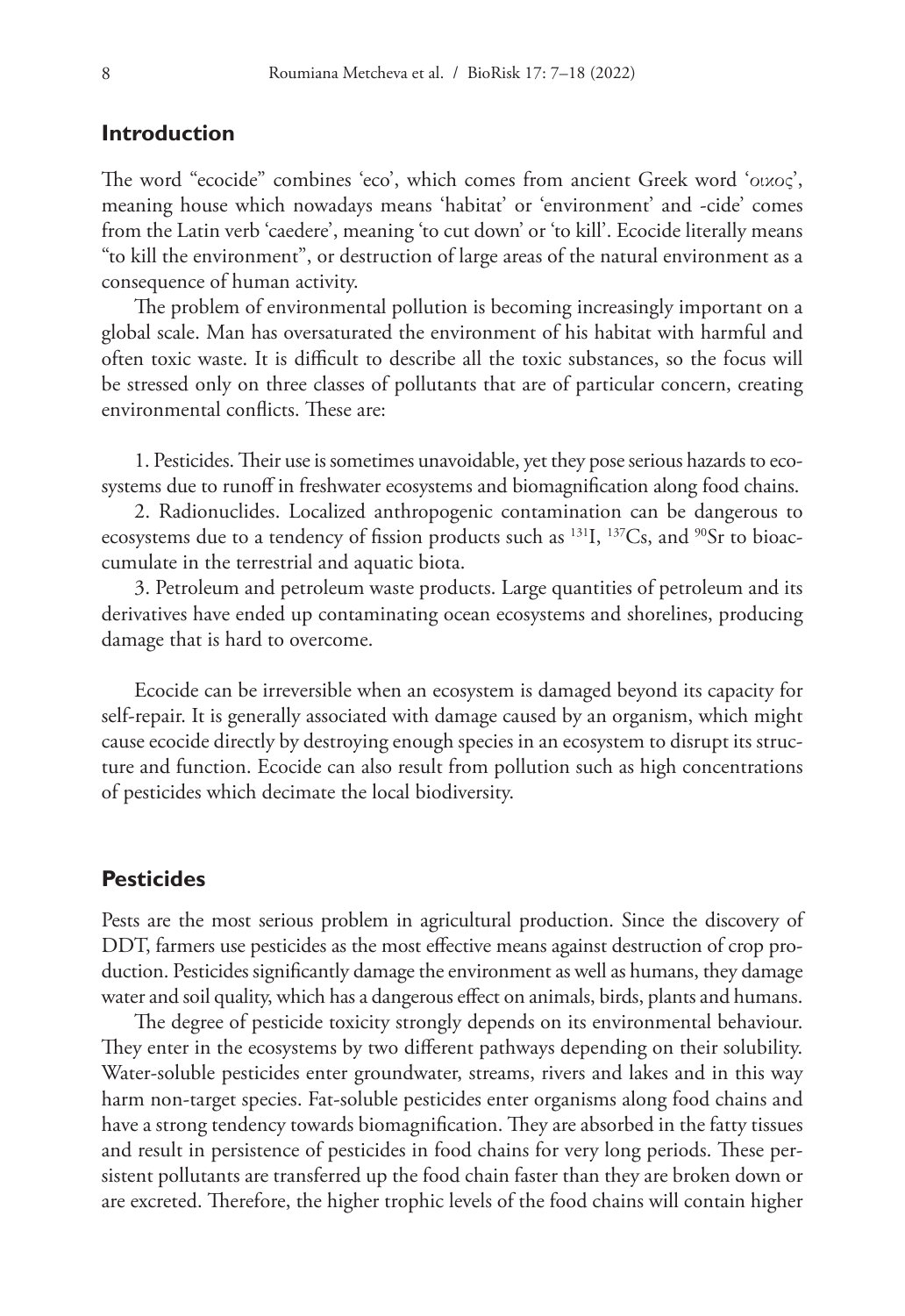## Introduction

The word "ecocide" combines 'eco', which comes from ancient Greek word 'οικος', meaning house which nowadays means 'habitat' or 'environment' and -cide' comes from the Latin verb 'caedere', meaning 'to cut down' or 'to kill'. Ecocide literally means "to kill the environment", or destruction of large areas of the natural environment as a consequence of human activity.

The problem of environmental pollution is becoming increasingly important on a global scale. Man has oversaturated the environment of his habitat with harmful and often toxic waste. It is difficult to describe all the toxic substances, so the focus will be stressed only on three classes of pollutants that are of particular concern, creating environmental conflicts. These are:

1. Pesticides. Their use is sometimes unavoidable, yet they pose serious hazards to ecosystems due to runoff in freshwater ecosystems and biomagnification along food chains.
2. Radionuclides. Localized anthropogenic contamination can be dangerous to ecosystems due to a tendency of fission products such as $^{131}I$, $^{137}Cs$, and $^{90}Sr$ to bioaccumulate in the terrestrial and aquatic biota.
3. Petroleum and petroleum waste products. Large quantities of petroleum and its derivatives have ended up contaminating ocean ecosystems and shorelines, producing damage that is hard to overcome.

Ecocide can be irreversible when an ecosystem is damaged beyond its capacity for self-repair. It is generally associated with damage caused by an organism, which might cause ecocide directly by destroying enough species in an ecosystem to disrupt its structure and function. Ecocide can also result from pollution such as high concentrations of pesticides which decimate the local biodiversity.

## Pesticides

Pests are the most serious problem in agricultural production. Since the discovery of DDT, farmers use pesticides as the most effective means against destruction of crop production. Pesticides significantly damage the environment as well as humans, they damage water and soil quality, which has a dangerous effect on animals, birds, plants and humans.

The degree of pesticide toxicity strongly depends on its environmental behaviour. They enter in the ecosystems by two different pathways depending on their solubility. Water-soluble pesticides enter groundwater, streams, rivers and lakes and in this way harm non-target species. Fat-soluble pesticides enter organisms along food chains and have a strong tendency towards biomagnification. They are absorbed in the fatty tissues and result in persistence of pesticides in food chains for very long periods. These persistent pollutants are transferred up the food chain faster than they are broken down or are excreted. Therefore, the higher trophic levels of the food chains will contain higher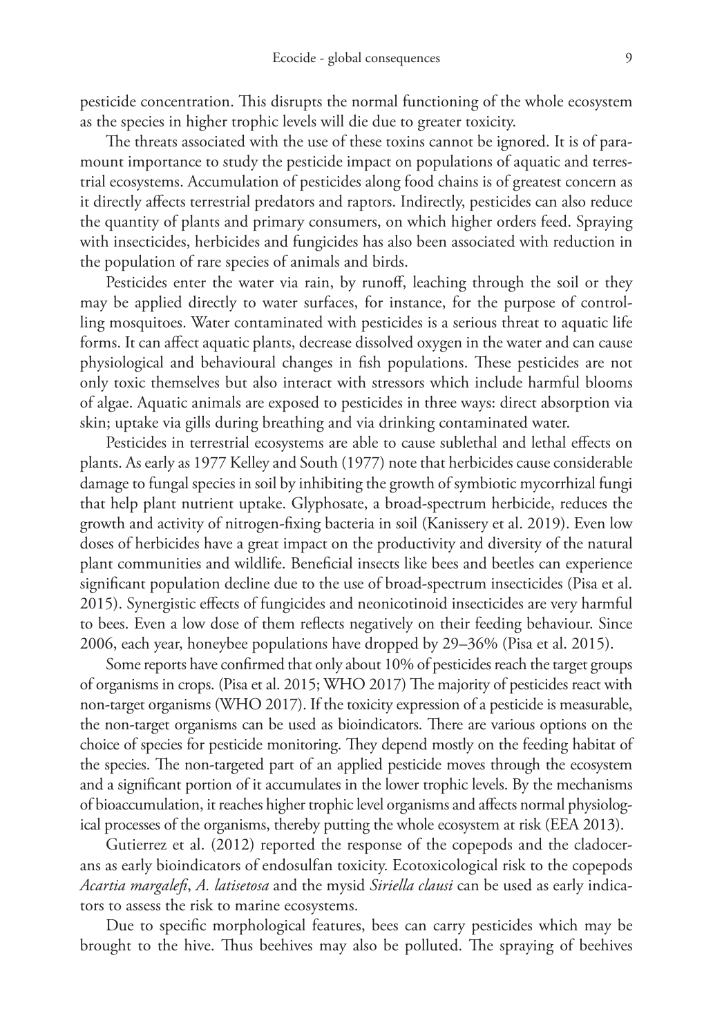pesticide concentration. This disrupts the normal functioning of the whole ecosystem as the species in higher trophic levels will die due to greater toxicity.

The threats associated with the use of these toxins cannot be ignored. It is of paramount importance to study the pesticide impact on populations of aquatic and terrestrial ecosystems. Accumulation of pesticides along food chains is of greatest concern as it directly affects terrestrial predators and raptors. Indirectly, pesticides can also reduce the quantity of plants and primary consumers, on which higher orders feed. Spraying with insecticides, herbicides and fungicides has also been associated with reduction in the population of rare species of animals and birds.

Pesticides enter the water via rain, by runoff, leaching through the soil or they may be applied directly to water surfaces, for instance, for the purpose of controlling mosquitoes. Water contaminated with pesticides is a serious threat to aquatic life forms. It can affect aquatic plants, decrease dissolved oxygen in the water and can cause physiological and behavioural changes in fish populations. These pesticides are not only toxic themselves but also interact with stressors which include harmful blooms of algae. Aquatic animals are exposed to pesticides in three ways: direct absorption via skin; uptake via gills during breathing and via drinking contaminated water.

Pesticides in terrestrial ecosystems are able to cause sublethal and lethal effects on plants. As early as 1977 Kelley and South (1977) note that herbicides cause considerable damage to fungal species in soil by inhibiting the growth of symbiotic mycorrhizal fungi that help plant nutrient uptake. Glyphosate, a broad-spectrum herbicide, reduces the growth and activity of nitrogen-fixing bacteria in soil (Kanissery et al. 2019). Even low doses of herbicides have a great impact on the productivity and diversity of the natural plant communities and wildlife. Beneficial insects like bees and beetles can experience significant population decline due to the use of broad-spectrum insecticides (Pisa et al. 2015). Synergistic effects of fungicides and neonicotinoid insecticides are very harmful to bees. Even a low dose of them reflects negatively on their feeding behaviour. Since 2006, each year, honeybee populations have dropped by 29–36% (Pisa et al. 2015).

Some reports have confirmed that only about 10% of pesticides reach the target groups of organisms in crops. (Pisa et al. 2015; WHO 2017) The majority of pesticides react with non-target organisms (WHO 2017). If the toxicity expression of a pesticide is measurable, the non-target organisms can be used as bioindicators. There are various options on the choice of species for pesticide monitoring. They depend mostly on the feeding habitat of the species. The non-targeted part of an applied pesticide moves through the ecosystem and a significant portion of it accumulates in the lower trophic levels. By the mechanisms of bioaccumulation, it reaches higher trophic level organisms and affects normal physiological processes of the organisms, thereby putting the whole ecosystem at risk (EEA 2013).

Gutierrez et al. (2012) reported the response of the copepods and the cladocerans as early bioindicators of endosulfan toxicity. Ecotoxicological risk to the copepods *Acartia margalefi*, *A. latisetosa* and the mysid *Siriella clausi* can be used as early indicators to assess the risk to marine ecosystems.

Due to specific morphological features, bees can carry pesticides which may be brought to the hive. Thus beehives may also be polluted. The spraying of beehives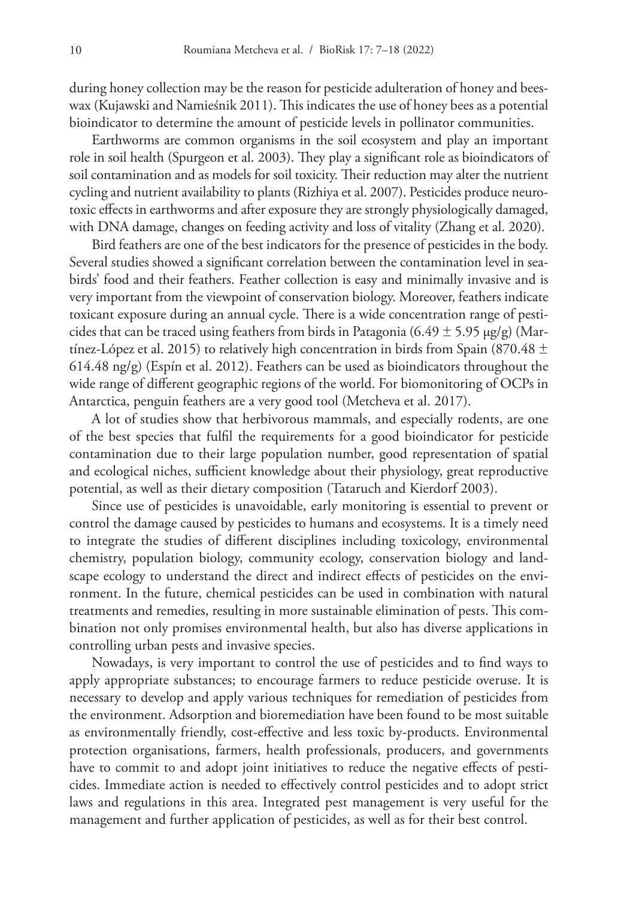during honey collection may be the reason for pesticide adulteration of honey and beeswax (Kujawski and Namieśnik 2011). This indicates the use of honey bees as a potential bioindicator to determine the amount of pesticide levels in pollinator communities.

Earthworms are common organisms in the soil ecosystem and play an important role in soil health (Spurgeon et al. 2003). They play a significant role as bioindicators of soil contamination and as models for soil toxicity. Their reduction may alter the nutrient cycling and nutrient availability to plants (Rizhiya et al. 2007). Pesticides produce neurotoxic effects in earthworms and after exposure they are strongly physiologically damaged, with DNA damage, changes on feeding activity and loss of vitality (Zhang et al. 2020).

Bird feathers are one of the best indicators for the presence of pesticides in the body. Several studies showed a significant correlation between the contamination level in seabirds' food and their feathers. Feather collection is easy and minimally invasive and is very important from the viewpoint of conservation biology. Moreover, feathers indicate toxicant exposure during an annual cycle. There is a wide concentration range of pesticides that can be traced using feathers from birds in Patagonia (6.49 ± 5.95 μg/g) (Martínez-López et al. 2015) to relatively high concentration in birds from Spain (870.48 ± 614.48 ng/g) (Espín et al. 2012). Feathers can be used as bioindicators throughout the wide range of different geographic regions of the world. For biomonitoring of OCPs in Antarctica, penguin feathers are a very good tool (Metcheva et al. 2017).

A lot of studies show that herbivorous mammals, and especially rodents, are one of the best species that fulfil the requirements for a good bioindicator for pesticide contamination due to their large population number, good representation of spatial and ecological niches, sufficient knowledge about their physiology, great reproductive potential, as well as their dietary composition (Tataruch and Kierdorf 2003).

Since use of pesticides is unavoidable, early monitoring is essential to prevent or control the damage caused by pesticides to humans and ecosystems. It is a timely need to integrate the studies of different disciplines including toxicology, environmental chemistry, population biology, community ecology, conservation biology and landscape ecology to understand the direct and indirect effects of pesticides on the environment. In the future, chemical pesticides can be used in combination with natural treatments and remedies, resulting in more sustainable elimination of pests. This combination not only promises environmental health, but also has diverse applications in controlling urban pests and invasive species.

Nowadays, is very important to control the use of pesticides and to find ways to apply appropriate substances; to encourage farmers to reduce pesticide overuse. It is necessary to develop and apply various techniques for remediation of pesticides from the environment. Adsorption and bioremediation have been found to be most suitable as environmentally friendly, cost-effective and less toxic by-products. Environmental protection organisations, farmers, health professionals, producers, and governments have to commit to and adopt joint initiatives to reduce the negative effects of pesticides. Immediate action is needed to effectively control pesticides and to adopt strict laws and regulations in this area. Integrated pest management is very useful for the management and further application of pesticides, as well as for their best control.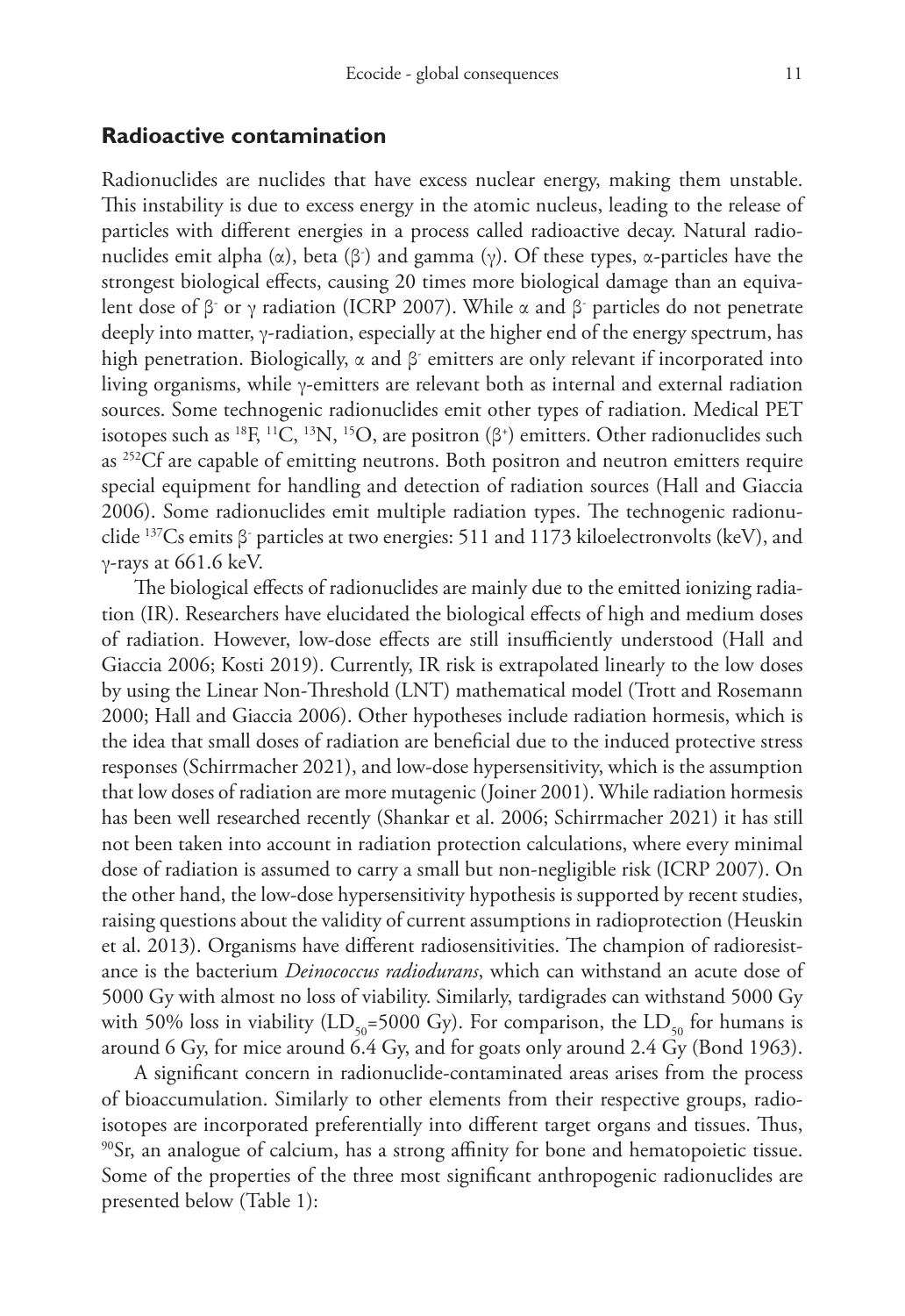## Radioactive contamination

Radionuclides are nuclides that have excess nuclear energy, making them unstable. This instability is due to excess energy in the atomic nucleus, leading to the release of particles with different energies in a process called radioactive decay. Natural radionuclides emit alpha (α), beta ($\beta^-$) and gamma (γ). Of these types, α-particles have the strongest biological effects, causing 20 times more biological damage than an equivalent dose of $\beta^-$ or γ radiation (ICRP 2007). While α and $\beta^-$ particles do not penetrate deeply into matter, γ-radiation, especially at the higher end of the energy spectrum, has high penetration. Biologically, α and $\beta^-$ emitters are only relevant if incorporated into living organisms, while γ-emitters are relevant both as internal and external radiation sources. Some technogenic radionuclides emit other types of radiation. Medical PET isotopes such as $^{18}F$, $^{11}C$, $^{13}N$, $^{15}O$, are positron ($\beta^+$) emitters. Other radionuclides such as $^{252}Cf$ are capable of emitting neutrons. Both positron and neutron emitters require special equipment for handling and detection of radiation sources (Hall and Giaccia 2006). Some radionuclides emit multiple radiation types. The technogenic radionuclide $^{137}Cs$ emits $\beta^-$ particles at two energies: 511 and 1173 kiloelectronvolts (keV), and γ-rays at 661.6 keV.

The biological effects of radionuclides are mainly due to the emitted ionizing radiation (IR). Researchers have elucidated the biological effects of high and medium doses of radiation. However, low-dose effects are still insufficiently understood (Hall and Giaccia 2006; Kosti 2019). Currently, IR risk is extrapolated linearly to the low doses by using the Linear Non-Threshold (LNT) mathematical model (Trott and Rosemann 2000; Hall and Giaccia 2006). Other hypotheses include radiation hormesis, which is the idea that small doses of radiation are beneficial due to the induced protective stress responses (Schirrmacher 2021), and low-dose hypersensitivity, which is the assumption that low doses of radiation are more mutagenic (Joiner 2001). While radiation hormesis has been well researched recently (Shankar et al. 2006; Schirrmacher 2021) it has still not been taken into account in radiation protection calculations, where every minimal dose of radiation is assumed to carry a small but non-negligible risk (ICRP 2007). On the other hand, the low-dose hypersensitivity hypothesis is supported by recent studies, raising questions about the validity of current assumptions in radioprotection (Heuskin et al. 2013). Organisms have different radiosensitivities. The champion of radioresistance is the bacterium *Deinococcus radiodurans*, which can withstand an acute dose of 5000 Gy with almost no loss of viability. Similarly, tardigrades can withstand 5000 Gy with 50% loss in viability ($LD_{50}$=5000 Gy). For comparison, the $LD_{50}$ for humans is around 6 Gy, for mice around 6.4 Gy, and for goats only around 2.4 Gy (Bond 1963).

A significant concern in radionuclide-contaminated areas arises from the process of bioaccumulation. Similarly to other elements from their respective groups, radioisotopes are incorporated preferentially into different target organs and tissues. Thus, $^{90}Sr$, an analogue of calcium, has a strong affinity for bone and hematopoietic tissue. Some of the properties of the three most significant anthropogenic radionuclides are presented below (Table 1):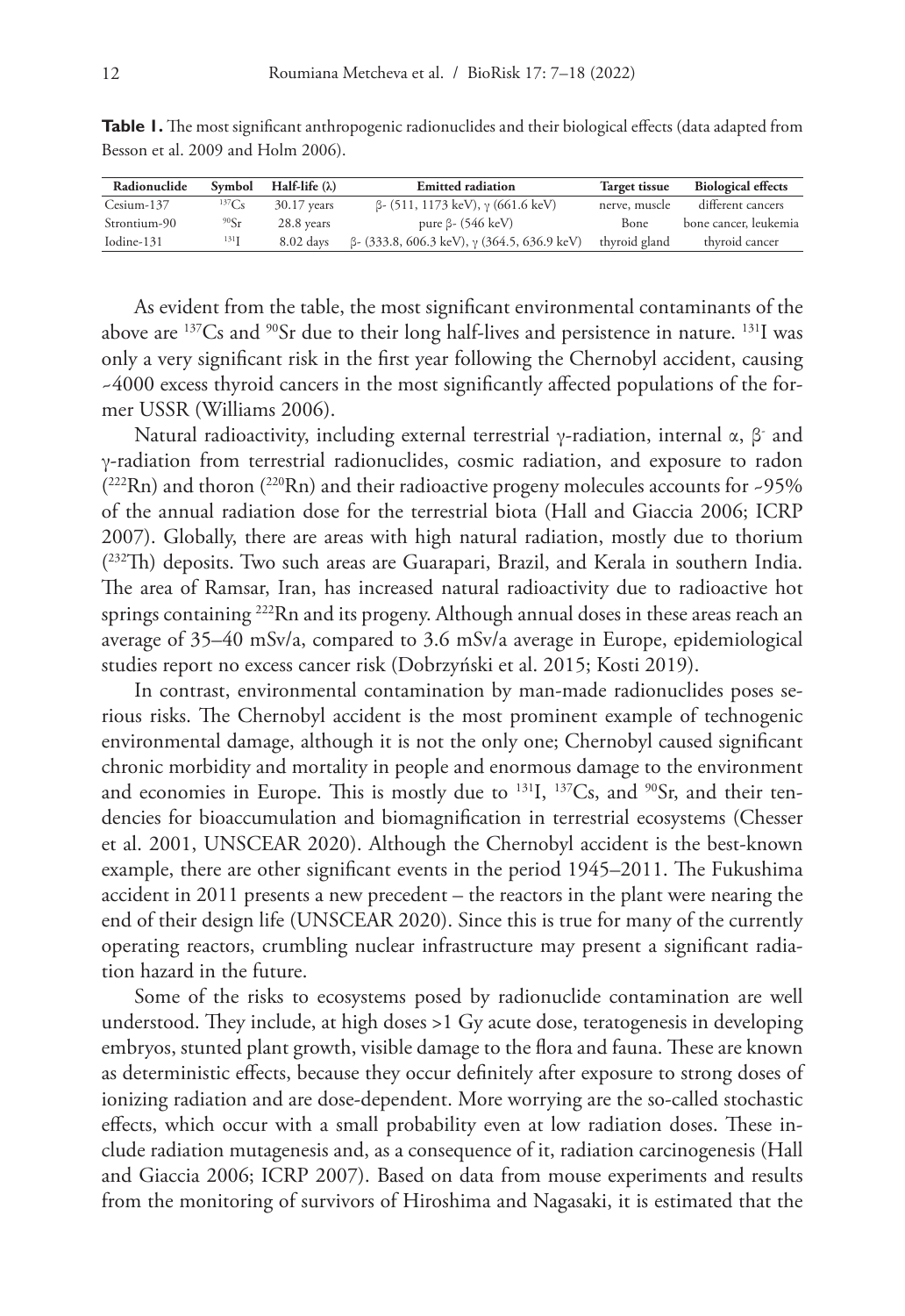**Table 1.** The most significant anthropogenic radionuclides and their biological effects (data adapted from Besson et al. 2009 and Holm 2006).

| Radionuclide | Symbol | Half-life (λ) | Emitted radiation | Target tissue | Biological effects |
|---|---|---|---|---|---|
| Cesium-137 | $^{137}Cs$ | 30.17 years | β- (511, 1173 keV), γ (661.6 keV) | nerve, muscle | different cancers |
| Strontium-90 | $^{90}Sr$ | 28.8 years | pure β- (546 keV) | Bone | bone cancer, leukemia |
| Iodine-131 | $^{131}I$ | 8.02 days | β- (333.8, 606.3 keV), γ (364.5, 636.9 keV) | thyroid gland | thyroid cancer |

As evident from the table, the most significant environmental contaminants of the above are $^{137}Cs$ and $^{90}Sr$ due to their long half-lives and persistence in nature. $^{131}I$ was only a very significant risk in the first year following the Chernobyl accident, causing ~4000 excess thyroid cancers in the most significantly affected populations of the former USSR (Williams 2006).

Natural radioactivity, including external terrestrial γ-radiation, internal α, $\beta^-$ and γ-radiation from terrestrial radionuclides, cosmic radiation, and exposure to radon ($^{222}Rn$) and thoron ($^{220}Rn$) and their radioactive progeny molecules accounts for ~95% of the annual radiation dose for the terrestrial biota (Hall and Giaccia 2006; ICRP 2007). Globally, there are areas with high natural radiation, mostly due to thorium ($^{232}Th$) deposits. Two such areas are Guarapari, Brazil, and Kerala in southern India. The area of Ramsar, Iran, has increased natural radioactivity due to radioactive hot springs containing $^{222}Rn$ and its progeny. Although annual doses in these areas reach an average of 35–40 mSv/a, compared to 3.6 mSv/a average in Europe, epidemiological studies report no excess cancer risk (Dobrzyński et al. 2015; Kosti 2019).

In contrast, environmental contamination by man-made radionuclides poses serious risks. The Chernobyl accident is the most prominent example of technogenic environmental damage, although it is not the only one; Chernobyl caused significant chronic morbidity and mortality in people and enormous damage to the environment and economies in Europe. This is mostly due to $^{131}I$, $^{137}Cs$, and $^{90}Sr$, and their tendencies for bioaccumulation and biomagnification in terrestrial ecosystems (Chesser et al. 2001, UNSCEAR 2020). Although the Chernobyl accident is the best-known example, there are other significant events in the period 1945–2011. The Fukushima accident in 2011 presents a new precedent – the reactors in the plant were nearing the end of their design life (UNSCEAR 2020). Since this is true for many of the currently operating reactors, crumbling nuclear infrastructure may present a significant radiation hazard in the future.

Some of the risks to ecosystems posed by radionuclide contamination are well understood. They include, at high doses >1 Gy acute dose, teratogenesis in developing embryos, stunted plant growth, visible damage to the flora and fauna. These are known as deterministic effects, because they occur definitely after exposure to strong doses of ionizing radiation and are dose-dependent. More worrying are the so-called stochastic effects, which occur with a small probability even at low radiation doses. These include radiation mutagenesis and, as a consequence of it, radiation carcinogenesis (Hall and Giaccia 2006; ICRP 2007). Based on data from mouse experiments and results from the monitoring of survivors of Hiroshima and Nagasaki, it is estimated that the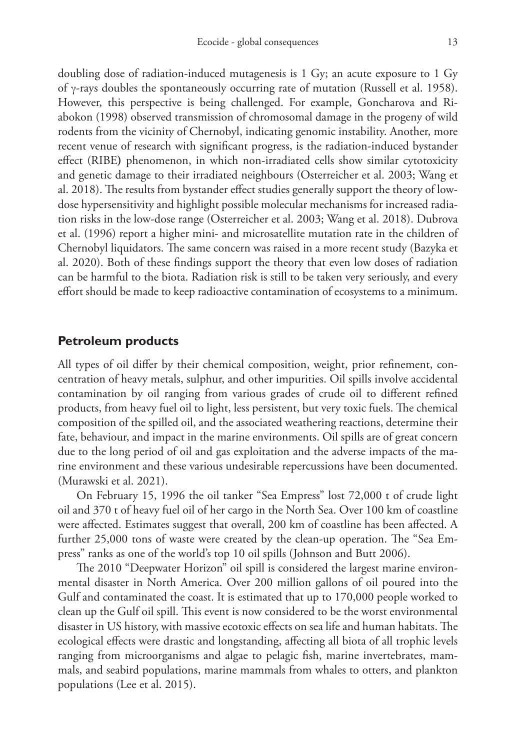doubling dose of radiation-induced mutagenesis is 1 Gy; an acute exposure to 1 Gy of $\gamma$-rays doubles the spontaneously occurring rate of mutation (Russell et al. 1958). However, this perspective is being challenged. For example, Goncharova and Riabokon (1998) observed transmission of chromosomal damage in the progeny of wild rodents from the vicinity of Chernobyl, indicating genomic instability. Another, more recent venue of research with significant progress, is the radiation-induced bystander effect (RIBE) phenomenon, in which non-irradiated cells show similar cytotoxicity and genetic damage to their irradiated neighbours (Osterreicher et al. 2003; Wang et al. 2018). The results from bystander effect studies generally support the theory of low-dose hypersensitivity and highlight possible molecular mechanisms for increased radiation risks in the low-dose range (Osterreicher et al. 2003; Wang et al. 2018). Dubrova et al. (1996) report a higher mini- and microsatellite mutation rate in the children of Chernobyl liquidators. The same concern was raised in a more recent study (Bazyka et al. 2020). Both of these findings support the theory that even low doses of radiation can be harmful to the biota. Radiation risk is still to be taken very seriously, and every effort should be made to keep radioactive contamination of ecosystems to a minimum.

## Petroleum products

All types of oil differ by their chemical composition, weight, prior refinement, concentration of heavy metals, sulphur, and other impurities. Oil spills involve accidental contamination by oil ranging from various grades of crude oil to different refined products, from heavy fuel oil to light, less persistent, but very toxic fuels. The chemical composition of the spilled oil, and the associated weathering reactions, determine their fate, behaviour, and impact in the marine environments. Oil spills are of great concern due to the long period of oil and gas exploitation and the adverse impacts of the marine environment and these various undesirable repercussions have been documented. (Murawski et al. 2021).

On February 15, 1996 the oil tanker "Sea Empress" lost 72,000 t of crude light oil and 370 t of heavy fuel oil of her cargo in the North Sea. Over 100 km of coastline were affected. Estimates suggest that overall, 200 km of coastline has been affected. A further 25,000 tons of waste were created by the clean-up operation. The "Sea Empress" ranks as one of the world's top 10 oil spills (Johnson and Butt 2006).

The 2010 "Deepwater Horizon" oil spill is considered the largest marine environmental disaster in North America. Over 200 million gallons of oil poured into the Gulf and contaminated the coast. It is estimated that up to 170,000 people worked to clean up the Gulf oil spill. This event is now considered to be the worst environmental disaster in US history, with massive ecotoxic effects on sea life and human habitats. The ecological effects were drastic and longstanding, affecting all biota of all trophic levels ranging from microorganisms and algae to pelagic fish, marine invertebrates, mammals, and seabird populations, marine mammals from whales to otters, and plankton populations (Lee et al. 2015).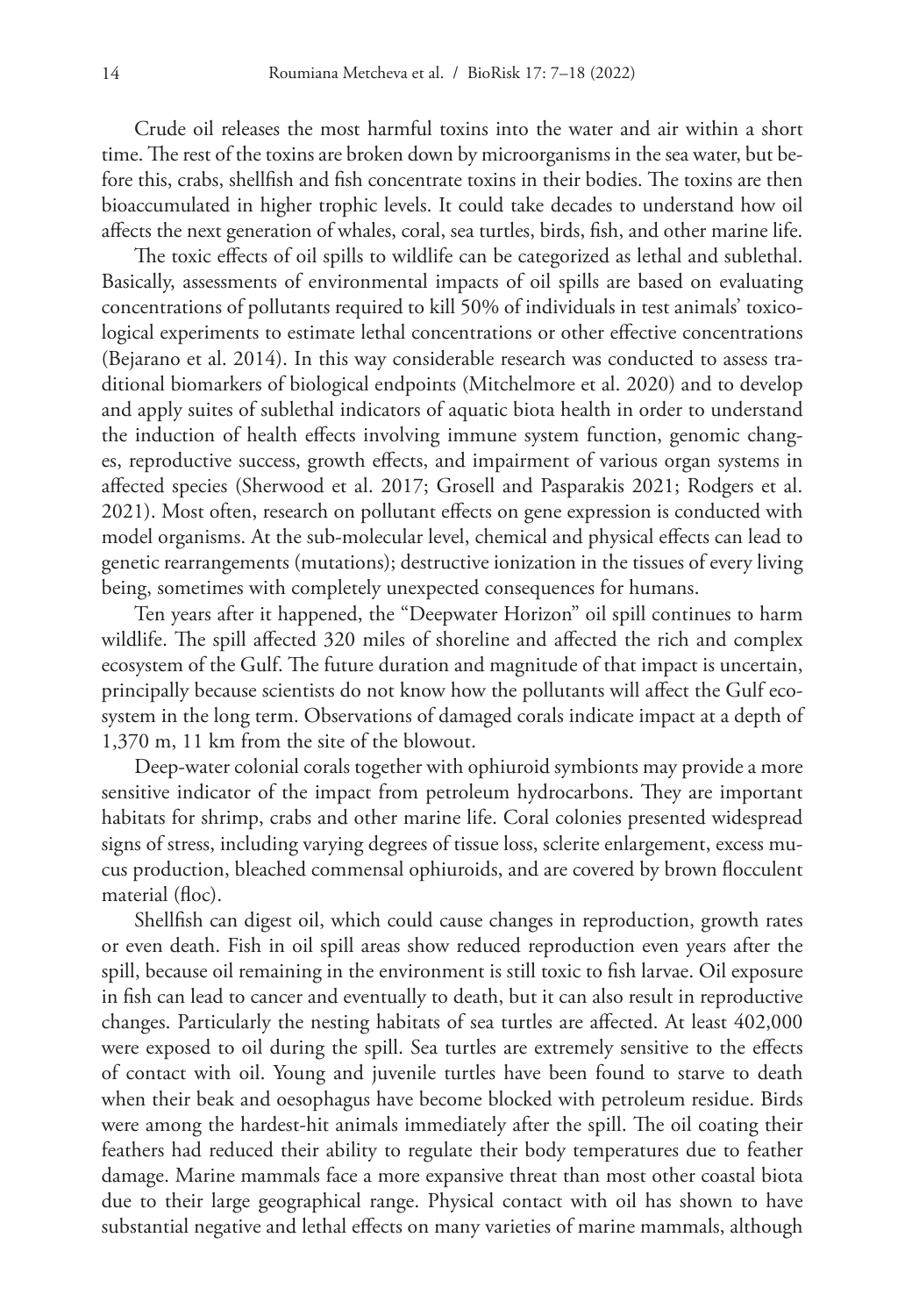Crude oil releases the most harmful toxins into the water and air within a short time. The rest of the toxins are broken down by microorganisms in the sea water, but before this, crabs, shellfish and fish concentrate toxins in their bodies. The toxins are then bioaccumulated in higher trophic levels. It could take decades to understand how oil affects the next generation of whales, coral, sea turtles, birds, fish, and other marine life.

The toxic effects of oil spills to wildlife can be categorized as lethal and sublethal. Basically, assessments of environmental impacts of oil spills are based on evaluating concentrations of pollutants required to kill 50% of individuals in test animals' toxicological experiments to estimate lethal concentrations or other effective concentrations (Bejarano et al. 2014). In this way considerable research was conducted to assess traditional biomarkers of biological endpoints (Mitchelmore et al. 2020) and to develop and apply suites of sublethal indicators of aquatic biota health in order to understand the induction of health effects involving immune system function, genomic changes, reproductive success, growth effects, and impairment of various organ systems in affected species (Sherwood et al. 2017; Grosell and Pasparakis 2021; Rodgers et al. 2021). Most often, research on pollutant effects on gene expression is conducted with model organisms. At the sub-molecular level, chemical and physical effects can lead to genetic rearrangements (mutations); destructive ionization in the tissues of every living being, sometimes with completely unexpected consequences for humans.

Ten years after it happened, the "Deepwater Horizon" oil spill continues to harm wildlife. The spill affected 320 miles of shoreline and affected the rich and complex ecosystem of the Gulf. The future duration and magnitude of that impact is uncertain, principally because scientists do not know how the pollutants will affect the Gulf ecosystem in the long term. Observations of damaged corals indicate impact at a depth of 1,370 m, 11 km from the site of the blowout.

Deep-water colonial corals together with ophiuroid symbionts may provide a more sensitive indicator of the impact from petroleum hydrocarbons. They are important habitats for shrimp, crabs and other marine life. Coral colonies presented widespread signs of stress, including varying degrees of tissue loss, sclerite enlargement, excess mucus production, bleached commensal ophiuroids, and are covered by brown flocculent material (floc).

Shellfish can digest oil, which could cause changes in reproduction, growth rates or even death. Fish in oil spill areas show reduced reproduction even years after the spill, because oil remaining in the environment is still toxic to fish larvae. Oil exposure in fish can lead to cancer and eventually to death, but it can also result in reproductive changes. Particularly the nesting habitats of sea turtles are affected. At least 402,000 were exposed to oil during the spill. Sea turtles are extremely sensitive to the effects of contact with oil. Young and juvenile turtles have been found to starve to death when their beak and oesophagus have become blocked with petroleum residue. Birds were among the hardest-hit animals immediately after the spill. The oil coating their feathers had reduced their ability to regulate their body temperatures due to feather damage. Marine mammals face a more expansive threat than most other coastal biota due to their large geographical range. Physical contact with oil has shown to have substantial negative and lethal effects on many varieties of marine mammals, although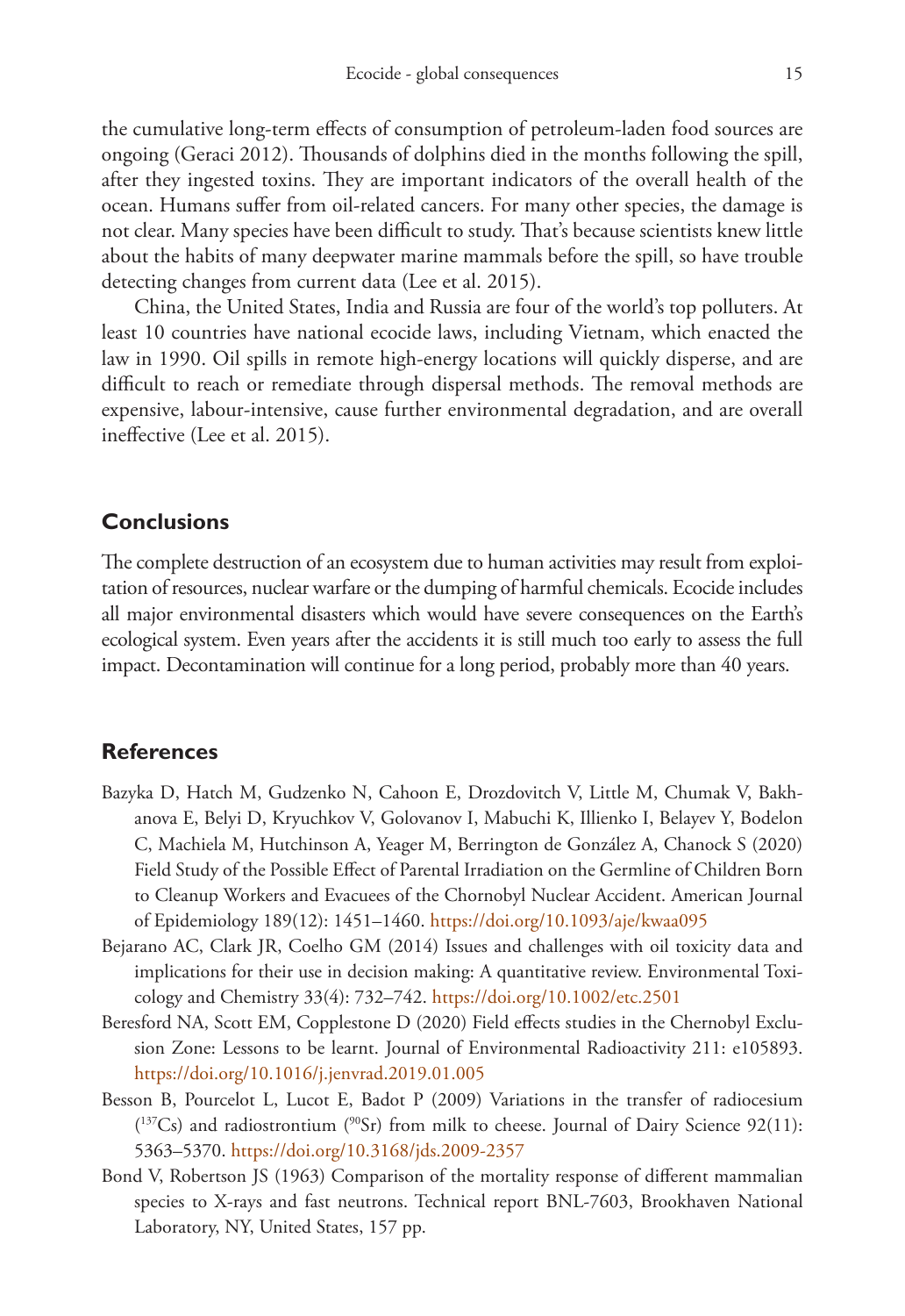the cumulative long-term effects of consumption of petroleum-laden food sources are ongoing (Geraci 2012). Thousands of dolphins died in the months following the spill, after they ingested toxins. They are important indicators of the overall health of the ocean. Humans suffer from oil-related cancers. For many other species, the damage is not clear. Many species have been difficult to study. That's because scientists knew little about the habits of many deepwater marine mammals before the spill, so have trouble detecting changes from current data (Lee et al. 2015).

China, the United States, India and Russia are four of the world's top polluters. At least 10 countries have national ecocide laws, including Vietnam, which enacted the law in 1990. Oil spills in remote high-energy locations will quickly disperse, and are difficult to reach or remediate through dispersal methods. The removal methods are expensive, labour-intensive, cause further environmental degradation, and are overall ineffective (Lee et al. 2015).

## Conclusions

The complete destruction of an ecosystem due to human activities may result from exploitation of resources, nuclear warfare or the dumping of harmful chemicals. Ecocide includes all major environmental disasters which would have severe consequences on the Earth's ecological system. Even years after the accidents it is still much too early to assess the full impact. Decontamination will continue for a long period, probably more than 40 years.

## References

Bazyka D, Hatch M, Gudzenko N, Cahoon E, Drozdovitch V, Little M, Chumak V, Bakhanova E, Belyi D, Kryuchkov V, Golovanov I, Mabuchi K, Illienko I, Belayev Y, Bodelon C, Machiela M, Hutchinson A, Yeager M, Berrington de González A, Chanock S (2020) Field Study of the Possible Effect of Parental Irradiation on the Germline of Children Born to Cleanup Workers and Evacuees of the Chornobyl Nuclear Accident. American Journal of Epidemiology 189(12): 1451–1460. https://doi.org/10.1093/aje/kwaa095

Bejarano AC, Clark JR, Coelho GM (2014) Issues and challenges with oil toxicity data and implications for their use in decision making: A quantitative review. Environmental Toxicology and Chemistry 33(4): 732–742. https://doi.org/10.1002/etc.2501

Beresford NA, Scott EM, Copplestone D (2020) Field effects studies in the Chernobyl Exclusion Zone: Lessons to be learnt. Journal of Environmental Radioactivity 211: e105893. https://doi.org/10.1016/j.jenvrad.2019.01.005

Besson B, Pourcelot L, Lucot E, Badot P (2009) Variations in the transfer of radiocesium ($^{137}Cs$) and radiostrontium ($^{90}Sr$) from milk to cheese. Journal of Dairy Science 92(11): 5363–5370. https://doi.org/10.3168/jds.2009-2357

Bond V, Robertson JS (1963) Comparison of the mortality response of different mammalian species to X-rays and fast neutrons. Technical report BNL-7603, Brookhaven National Laboratory, NY, United States, 157 pp.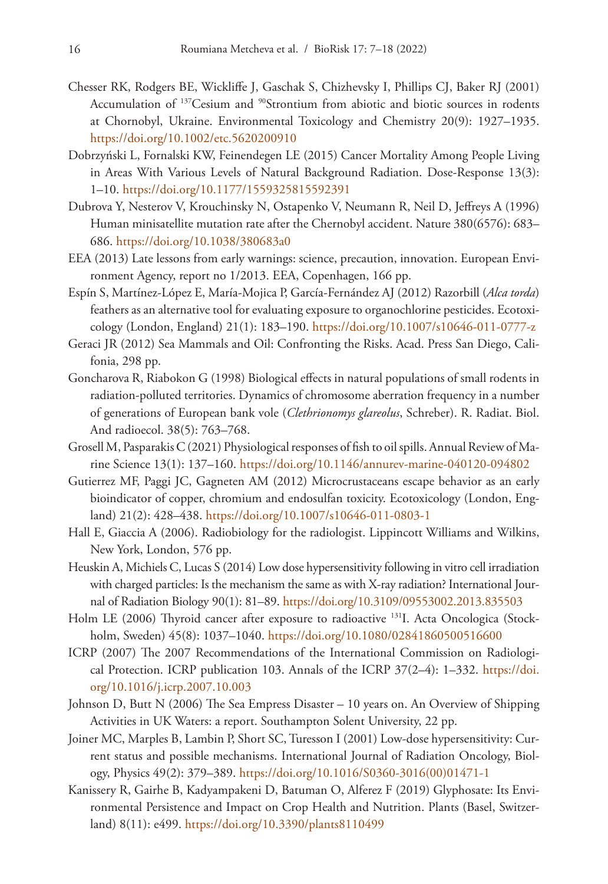Chesser RK, Rodgers BE, Wickliffe J, Gaschak S, Chizhevsky I, Phillips CJ, Baker RJ (2001) Accumulation of $^{137}$Cesium and $^{90}$Strontium from abiotic and biotic sources in rodents at Chornobyl, Ukraine. Environmental Toxicology and Chemistry 20(9): 1927–1935. https://doi.org/10.1002/etc.5620200910

Dobrzyński L, Fornalski KW, Feinendegen LE (2015) Cancer Mortality Among People Living in Areas With Various Levels of Natural Background Radiation. Dose-Response 13(3): 1–10. https://doi.org/10.1177/1559325815592391

Dubrova Y, Nesterov V, Krouchinsky N, Ostapenko V, Neumann R, Neil D, Jeffreys A (1996) Human minisatellite mutation rate after the Chernobyl accident. Nature 380(6576): 683–686. https://doi.org/10.1038/380683a0

EEA (2013) Late lessons from early warnings: science, precaution, innovation. European Environment Agency, report no 1/2013. EEA, Copenhagen, 166 pp.

Espín S, Martínez-López E, María-Mojica P, García-Fernández AJ (2012) Razorbill (*Alca torda*) feathers as an alternative tool for evaluating exposure to organochlorine pesticides. Ecotoxicology (London, England) 21(1): 183–190. https://doi.org/10.1007/s10646-011-0777-z

Geraci JR (2012) Sea Mammals and Oil: Confronting the Risks. Acad. Press San Diego, Califonia, 298 pp.

Goncharova R, Riabokon G (1998) Biological effects in natural populations of small rodents in radiation-polluted territories. Dynamics of chromosome aberration frequency in a number of generations of European bank vole (*Clethrionomys glareolus*, Schreber). R. Radiat. Biol. And radioecol. 38(5): 763–768.

Grosell M, Pasparakis C (2021) Physiological responses of fish to oil spills. Annual Review of Marine Science 13(1): 137–160. https://doi.org/10.1146/annurev-marine-040120-094802

Gutierrez MF, Paggi JC, Gagneten AM (2012) Microcrustaceans escape behavior as an early bioindicator of copper, chromium and endosulfan toxicity. Ecotoxicology (London, England) 21(2): 428–438. https://doi.org/10.1007/s10646-011-0803-1

Hall E, Giaccia A (2006). Radiobiology for the radiologist. Lippincott Williams and Wilkins, New York, London, 576 pp.

Heuskin A, Michiels C, Lucas S (2014) Low dose hypersensitivity following in vitro cell irradiation with charged particles: Is the mechanism the same as with X-ray radiation? International Journal of Radiation Biology 90(1): 81–89. https://doi.org/10.3109/09553002.2013.835503

Holm LE (2006) Thyroid cancer after exposure to radioactive $^{131}$I. Acta Oncologica (Stockholm, Sweden) 45(8): 1037–1040. https://doi.org/10.1080/02841860500516600

ICRP (2007) The 2007 Recommendations of the International Commission on Radiological Protection. ICRP publication 103. Annals of the ICRP 37(2–4): 1–332. https://doi.org/10.1016/j.icrp.2007.10.003

Johnson D, Butt N (2006) The Sea Empress Disaster – 10 years on. An Overview of Shipping Activities in UK Waters: a report. Southampton Solent University, 22 pp.

Joiner MC, Marples B, Lambin P, Short SC, Turesson I (2001) Low-dose hypersensitivity: Current status and possible mechanisms. International Journal of Radiation Oncology, Biology, Physics 49(2): 379–389. https://doi.org/10.1016/S0360-3016(00)01471-1

Kanissery R, Gairhe B, Kadyampakeni D, Batuman O, Alferez F (2019) Glyphosate: Its Environmental Persistence and Impact on Crop Health and Nutrition. Plants (Basel, Switzerland) 8(11): e499. https://doi.org/10.3390/plants8110499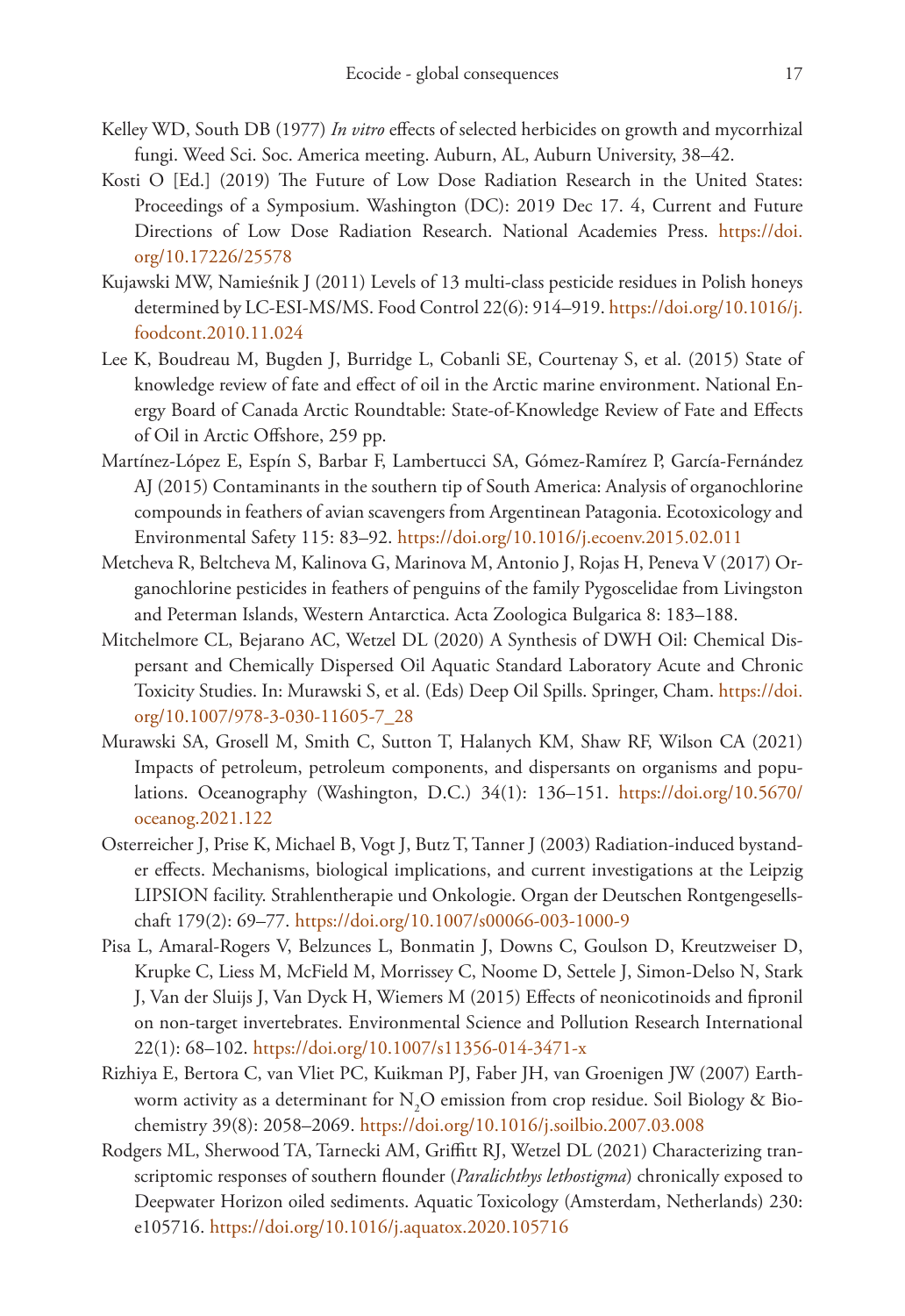Kelley WD, South DB (1977) *In vitro* effects of selected herbicides on growth and mycorrhizal fungi. Weed Sci. Soc. America meeting. Auburn, AL, Auburn University, 38–42.

Kosti O [Ed.] (2019) The Future of Low Dose Radiation Research in the United States: Proceedings of a Symposium. Washington (DC): 2019 Dec 17. 4, Current and Future Directions of Low Dose Radiation Research. National Academies Press. https://doi.org/10.17226/25578

Kujawski MW, Namieśnik J (2011) Levels of 13 multi-class pesticide residues in Polish honeys determined by LC-ESI-MS/MS. Food Control 22(6): 914–919. https://doi.org/10.1016/j.foodcont.2010.11.024

Lee K, Boudreau M, Bugden J, Burridge L, Cobanli SE, Courtenay S, et al. (2015) State of knowledge review of fate and effect of oil in the Arctic marine environment. National Energy Board of Canada Arctic Roundtable: State-of-Knowledge Review of Fate and Effects of Oil in Arctic Offshore, 259 pp.

Martínez-López E, Espín S, Barbar F, Lambertucci SA, Gómez-Ramírez P, García-Fernández AJ (2015) Contaminants in the southern tip of South America: Analysis of organochlorine compounds in feathers of avian scavengers from Argentinean Patagonia. Ecotoxicology and Environmental Safety 115: 83–92. https://doi.org/10.1016/j.ecoenv.2015.02.011

Metcheva R, Beltcheva M, Kalinova G, Marinova M, Antonio J, Rojas H, Peneva V (2017) Organochlorine pesticides in feathers of penguins of the family Pygoscelidae from Livingston and Peterman Islands, Western Antarctica. Acta Zoologica Bulgarica 8: 183–188.

Mitchelmore CL, Bejarano AC, Wetzel DL (2020) A Synthesis of DWH Oil: Chemical Dispersant and Chemically Dispersed Oil Aquatic Standard Laboratory Acute and Chronic Toxicity Studies. In: Murawski S, et al. (Eds) Deep Oil Spills. Springer, Cham. https://doi.org/10.1007/978-3-030-11605-7_28

Murawski SA, Grosell M, Smith C, Sutton T, Halanych KM, Shaw RF, Wilson CA (2021) Impacts of petroleum, petroleum components, and dispersants on organisms and populations. Oceanography (Washington, D.C.) 34(1): 136–151. https://doi.org/10.5670/oceanog.2021.122

Osterreicher J, Prise K, Michael B, Vogt J, Butz T, Tanner J (2003) Radiation-induced bystander effects. Mechanisms, biological implications, and current investigations at the Leipzig LIPSION facility. Strahlentherapie und Onkologie. Organ der Deutschen Rontgengesellschaft 179(2): 69–77. https://doi.org/10.1007/s00066-003-1000-9

Pisa L, Amaral-Rogers V, Belzunces L, Bonmatin J, Downs C, Goulson D, Kreutzweiser D, Krupke C, Liess M, McField M, Morrissey C, Noome D, Settele J, Simon-Delso N, Stark J, Van der Sluijs J, Van Dyck H, Wiemers M (2015) Effects of neonicotinoids and fipronil on non-target invertebrates. Environmental Science and Pollution Research International 22(1): 68–102. https://doi.org/10.1007/s11356-014-3471-x

Rizhiya E, Bertora C, van Vliet PC, Kuikman PJ, Faber JH, van Groenigen JW (2007) Earthworm activity as a determinant for $N_2O$ emission from crop residue. Soil Biology & Biochemistry 39(8): 2058–2069. https://doi.org/10.1016/j.soilbio.2007.03.008

Rodgers ML, Sherwood TA, Tarnecki AM, Griffitt RJ, Wetzel DL (2021) Characterizing transcriptomic responses of southern flounder (*Paralichthys lethostigma*) chronically exposed to Deepwater Horizon oiled sediments. Aquatic Toxicology (Amsterdam, Netherlands) 230: e105716. https://doi.org/10.1016/j.aquatox.2020.105716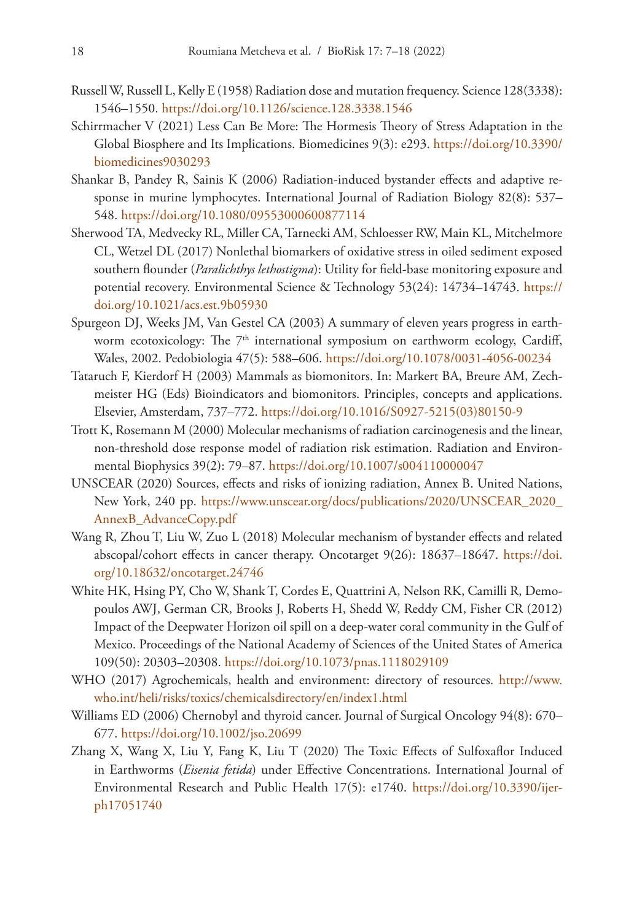Russell W, Russell L, Kelly E (1958) Radiation dose and mutation frequency. Science 128(3338): 1546–1550. https://doi.org/10.1126/science.128.3338.1546

Schirrmacher V (2021) Less Can Be More: The Hormesis Theory of Stress Adaptation in the Global Biosphere and Its Implications. Biomedicines 9(3): e293. https://doi.org/10.3390/biomedicines9030293

Shankar B, Pandey R, Sainis K (2006) Radiation-induced bystander effects and adaptive response in murine lymphocytes. International Journal of Radiation Biology 82(8): 537–548. https://doi.org/10.1080/09553000600877114

Sherwood TA, Medvecky RL, Miller CA, Tarnecki AM, Schloesser RW, Main KL, Mitchelmore CL, Wetzel DL (2017) Nonlethal biomarkers of oxidative stress in oiled sediment exposed southern flounder (*Paralichthys lethostigma*): Utility for field-base monitoring exposure and potential recovery. Environmental Science & Technology 53(24): 14734–14743. https://doi.org/10.1021/acs.est.9b05930

Spurgeon DJ, Weeks JM, Van Gestel CA (2003) A summary of eleven years progress in earthworm ecotoxicology: The 7th international symposium on earthworm ecology, Cardiff, Wales, 2002. Pedobiologia 47(5): 588–606. https://doi.org/10.1078/0031-4056-00234

Tataruch F, Kierdorf H (2003) Mammals as biomonitors. In: Markert BA, Breure AM, Zechmeister HG (Eds) Bioindicators and biomonitors. Principles, concepts and applications. Elsevier, Amsterdam, 737–772. https://doi.org/10.1016/S0927-5215(03)80150-9

Trott K, Rosemann M (2000) Molecular mechanisms of radiation carcinogenesis and the linear, non-threshold dose response model of radiation risk estimation. Radiation and Environmental Biophysics 39(2): 79–87. https://doi.org/10.1007/s004110000047

UNSCEAR (2020) Sources, effects and risks of ionizing radiation, Annex B. United Nations, New York, 240 pp. https://www.unscear.org/docs/publications/2020/UNSCEAR_2020_AnnexB_AdvanceCopy.pdf

Wang R, Zhou T, Liu W, Zuo L (2018) Molecular mechanism of bystander effects and related abscopal/cohort effects in cancer therapy. Oncotarget 9(26): 18637–18647. https://doi.org/10.18632/oncotarget.24746

White HK, Hsing PY, Cho W, Shank T, Cordes E, Quattrini A, Nelson RK, Camilli R, Demopoulos AWJ, German CR, Brooks J, Roberts H, Shedd W, Reddy CM, Fisher CR (2012) Impact of the Deepwater Horizon oil spill on a deep-water coral community in the Gulf of Mexico. Proceedings of the National Academy of Sciences of the United States of America 109(50): 20303–20308. https://doi.org/10.1073/pnas.1118029109

WHO (2017) Agrochemicals, health and environment: directory of resources. http://www.who.int/heli/risks/toxics/chemicalsdirectory/en/index1.html

Williams ED (2006) Chernobyl and thyroid cancer. Journal of Surgical Oncology 94(8): 670–677. https://doi.org/10.1002/jso.20699

Zhang X, Wang X, Liu Y, Fang K, Liu T (2020) The Toxic Effects of Sulfoxaflor Induced in Earthworms (*Eisenia fetida*) under Effective Concentrations. International Journal of Environmental Research and Public Health 17(5): e1740. https://doi.org/10.3390/ijerph17051740